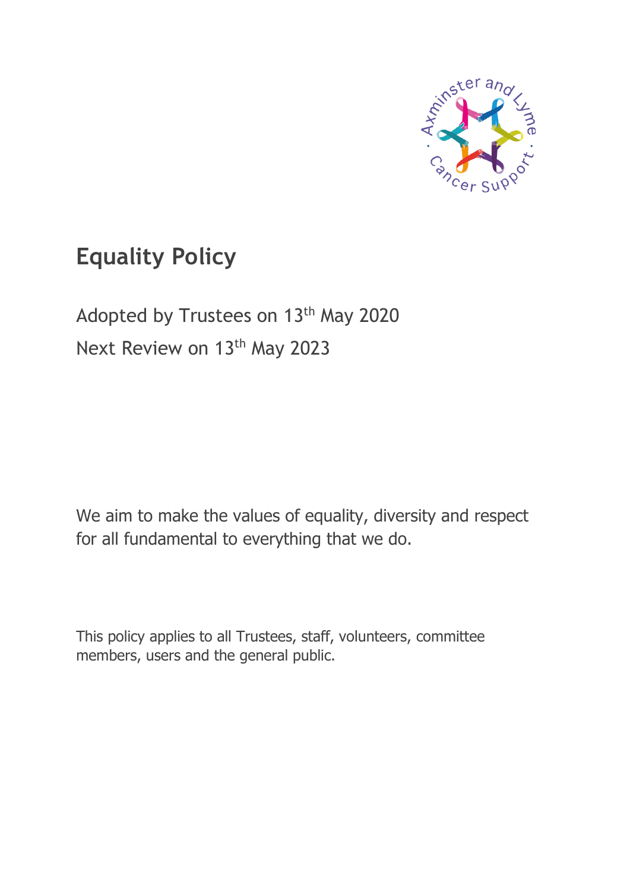# Equality Policy

Adopted by Trustees on 13th May 2020

Next Review on 13th May 2023

We aim to make the values of equality, diversity and respect for all fundamental to everything that we do.

This policy applies to all Trustees, staff, volunteers, committee members, users and the general public.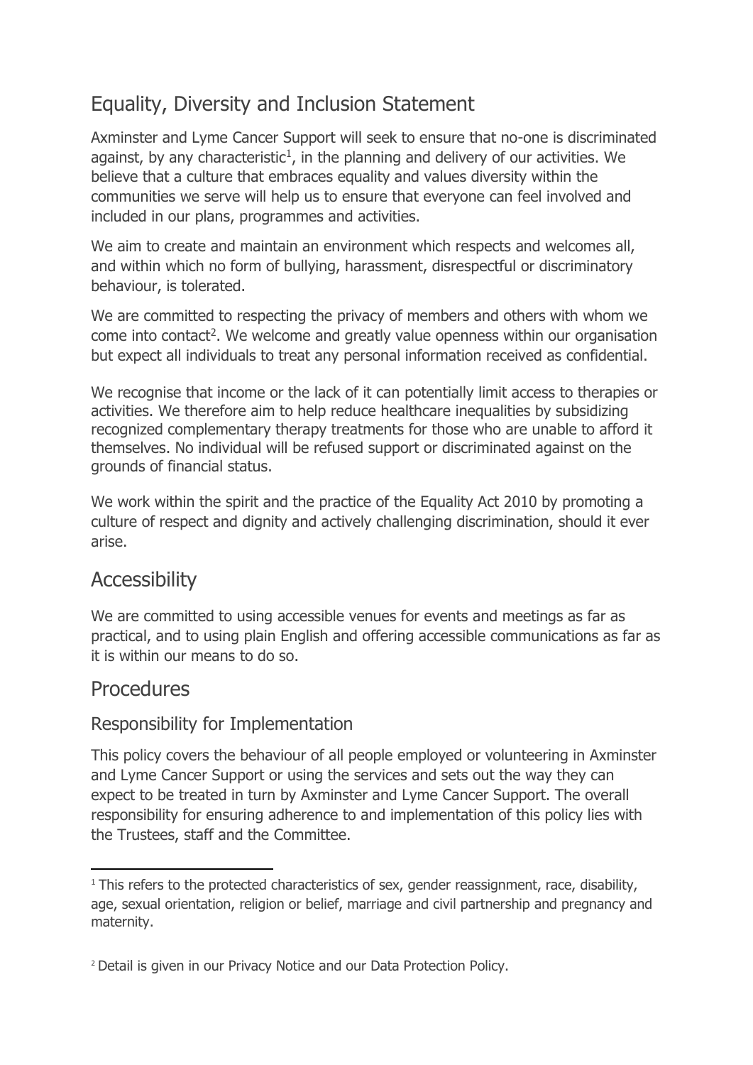## Equality, Diversity and Inclusion Statement

Axminster and Lyme Cancer Support will seek to ensure that no-one is discriminated against, by any characteristic[1], in the planning and delivery of our activities. We believe that a culture that embraces equality and values diversity within the communities we serve will help us to ensure that everyone can feel involved and included in our plans, programmes and activities.

We aim to create and maintain an environment which respects and welcomes all, and within which no form of bullying, harassment, disrespectful or discriminatory behaviour, is tolerated.

We are committed to respecting the privacy of members and others with whom we come into contact[2]. We welcome and greatly value openness within our organisation but expect all individuals to treat any personal information received as confidential.

We recognise that income or the lack of it can potentially limit access to therapies or activities. We therefore aim to help reduce healthcare inequalities by subsidizing recognized complementary therapy treatments for those who are unable to afford it themselves. No individual will be refused support or discriminated against on the grounds of financial status.

We work within the spirit and the practice of the Equality Act 2010 by promoting a culture of respect and dignity and actively challenging discrimination, should it ever arise.

## Accessibility

We are committed to using accessible venues for events and meetings as far as practical, and to using plain English and offering accessible communications as far as it is within our means to do so.

## Procedures

### Responsibility for Implementation

This policy covers the behaviour of all people employed or volunteering in Axminster and Lyme Cancer Support or using the services and sets out the way they can expect to be treated in turn by Axminster and Lyme Cancer Support. The overall responsibility for ensuring adherence to and implementation of this policy lies with the Trustees, staff and the Committee.

---

[1] This refers to the protected characteristics of sex, gender reassignment, race, disability, age, sexual orientation, religion or belief, marriage and civil partnership and pregnancy and maternity.

[2] Detail is given in our Privacy Notice and our Data Protection Policy.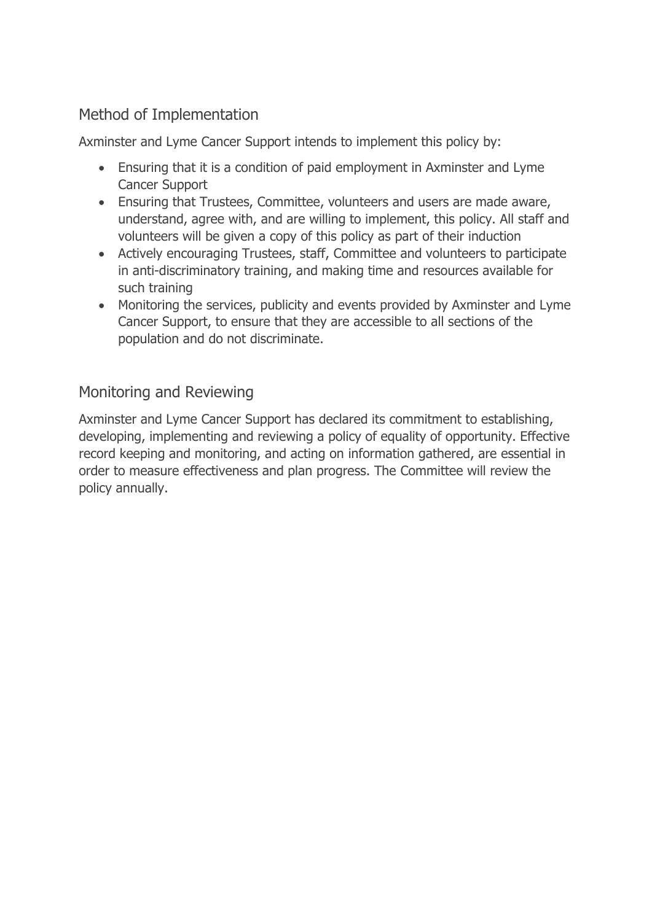## Method of Implementation

Axminster and Lyme Cancer Support intends to implement this policy by:

- Ensuring that it is a condition of paid employment in Axminster and Lyme Cancer Support
- Ensuring that Trustees, Committee, volunteers and users are made aware, understand, agree with, and are willing to implement, this policy. All staff and volunteers will be given a copy of this policy as part of their induction
- Actively encouraging Trustees, staff, Committee and volunteers to participate in anti-discriminatory training, and making time and resources available for such training
- Monitoring the services, publicity and events provided by Axminster and Lyme Cancer Support, to ensure that they are accessible to all sections of the population and do not discriminate.

## Monitoring and Reviewing

Axminster and Lyme Cancer Support has declared its commitment to establishing, developing, implementing and reviewing a policy of equality of opportunity. Effective record keeping and monitoring, and acting on information gathered, are essential in order to measure effectiveness and plan progress. The Committee will review the policy annually.